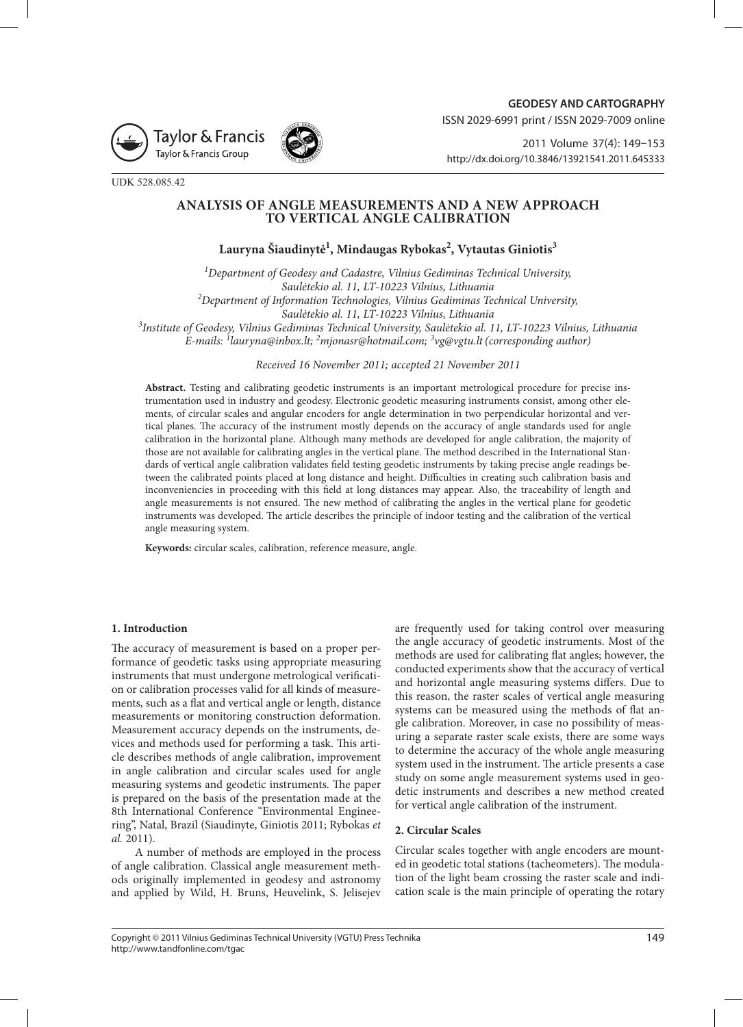GEODESY AND CARTOGRAPHY

ISSN 2029-6991 print / ISSN 2029-7009 online

2011 Volume 37(4): 149–153

http://dx.doi.org/10.3846/13921541.2011.645333

UDK 528.085.42

# ANALYSIS OF ANGLE MEASUREMENTS AND A NEW APPROACH TO VERTICAL ANGLE CALIBRATION

**Lauryna Šiaudinytė[1], Mindaugas Rybokas[2], Vytautas Giniotis[3]**

[1]*Department of Geodesy and Cadastre, Vilnius Gediminas Technical University, Saulėtekio al. 11, LT-10223 Vilnius, Lithuania*
[2]*Department of Information Technologies, Vilnius Gediminas Technical University, Saulėtekio al. 11, LT-10223 Vilnius, Lithuania*
[3]*Institute of Geodesy, Vilnius Gediminas Technical University, Saulėtekio al. 11, LT-10223 Vilnius, Lithuania*
*E-mails: [1]lauryna@inbox.lt; [2]mjonasr@hotmail.com; [3]vg@vgtu.lt (corresponding author)*

*Received 16 November 2011; accepted 21 November 2011*

**Abstract.** Testing and calibrating geodetic instruments is an important metrological procedure for precise instrumentation used in industry and geodesy. Electronic geodetic measuring instruments consist, among other elements, of circular scales and angular encoders for angle determination in two perpendicular horizontal and vertical planes. The accuracy of the instrument mostly depends on the accuracy of angle standards used for angle calibration in the horizontal plane. Although many methods are developed for angle calibration, the majority of those are not available for calibrating angles in the vertical plane. The method described in the International Standards of vertical angle calibration validates field testing geodetic instruments by taking precise angle readings between the calibrated points placed at long distance and height. Difficulties in creating such calibration basis and inconveniencies in proceeding with this field at long distances may appear. Also, the traceability of length and angle measurements is not ensured. The new method of calibrating the angles in the vertical plane for geodetic instruments was developed. The article describes the principle of indoor testing and the calibration of the vertical angle measuring system.

**Keywords:** circular scales, calibration, reference measure, angle.

## 1. Introduction

The accuracy of measurement is based on a proper performance of geodetic tasks using appropriate measuring instruments that must undergone metrological verification or calibration processes valid for all kinds of measurements, such as a flat and vertical angle or length, distance measurements or monitoring construction deformation. Measurement accuracy depends on the instruments, devices and methods used for performing a task. This article describes methods of angle calibration, improvement in angle calibration and circular scales used for angle measuring systems and geodetic instruments. The paper is prepared on the basis of the presentation made at the 8th International Conference "Environmental Engineering", Natal, Brazil (Siaudinyte, Giniotis 2011; Rybokas *et al.* 2011).

A number of methods are employed in the process of angle calibration. Classical angle measurement methods originally implemented in geodesy and astronomy and applied by Wild, H. Bruns, Heuvelink, S. Jelisejev are frequently used for taking control over measuring the angle accuracy of geodetic instruments. Most of the methods are used for calibrating flat angles; however, the conducted experiments show that the accuracy of vertical and horizontal angle measuring systems differs. Due to this reason, the raster scales of vertical angle measuring systems can be measured using the methods of flat angle calibration. Moreover, in case no possibility of measuring a separate raster scale exists, there are some ways to determine the accuracy of the whole angle measuring system used in the instrument. The article presents a case study on some angle measurement systems used in geodetic instruments and describes a new method created for vertical angle calibration of the instrument.

## 2. Circular Scales

Circular scales together with angle encoders are mounted in geodetic total stations (tacheometers). The modulation of the light beam crossing the raster scale and indication scale is the main principle of operating the rotary

Copyright © 2011 Vilnius Gediminas Technical University (VGTU) Press Technika
http://www.tandfonline.com/tgac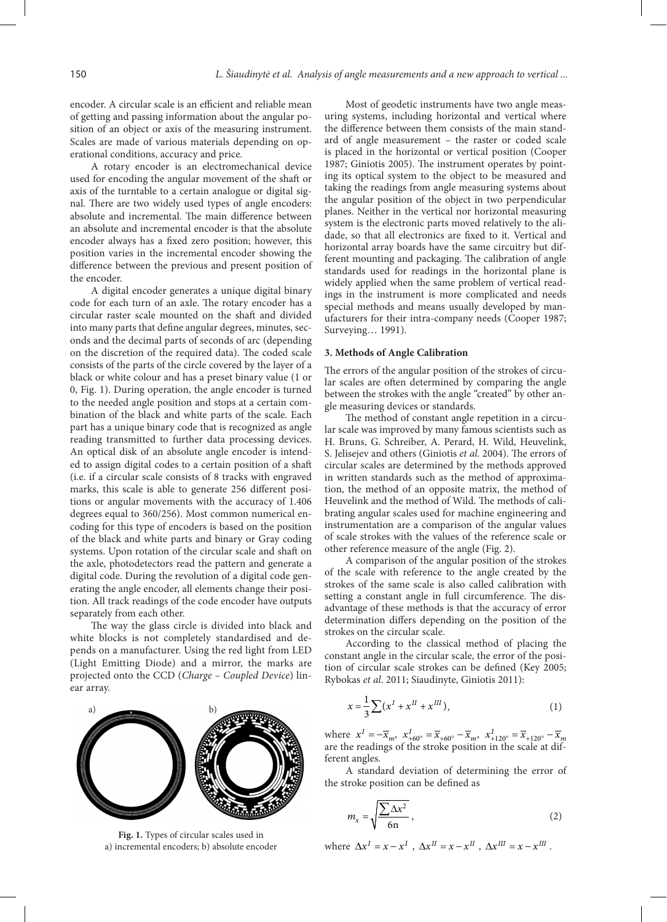encoder. A circular scale is an efficient and reliable mean of getting and passing information about the angular position of an object or axis of the measuring instrument. Scales are made of various materials depending on operational conditions, accuracy and price.

A rotary encoder is an electromechanical device used for encoding the angular movement of the shaft or axis of the turntable to a certain analogue or digital signal. There are two widely used types of angle encoders: absolute and incremental. The main difference between an absolute and incremental encoder is that the absolute encoder always has a fixed zero position; however, this position varies in the incremental encoder showing the difference between the previous and present position of the encoder.

A digital encoder generates a unique digital binary code for each turn of an axle. The rotary encoder has a circular raster scale mounted on the shaft and divided into many parts that define angular degrees, minutes, seconds and the decimal parts of seconds of arc (depending on the discretion of the required data). The coded scale consists of the parts of the circle covered by the layer of a black or white colour and has a preset binary value (1 or 0, Fig. 1). During operation, the angle encoder is turned to the needed angle position and stops at a certain combination of the black and white parts of the scale. Each part has a unique binary code that is recognized as angle reading transmitted to further data processing devices. An optical disk of an absolute angle encoder is intended to assign digital codes to a certain position of a shaft (i.e. if a circular scale consists of 8 tracks with engraved marks, this scale is able to generate 256 different positions or angular movements with the accuracy of 1.406 degrees equal to 360/256). Most common numerical encoding for this type of encoders is based on the position of the black and white parts and binary or Gray coding systems. Upon rotation of the circular scale and shaft on the axle, photodetectors read the pattern and generate a digital code. During the revolution of a digital code generating the angle encoder, all elements change their position. All track readings of the code encoder have outputs separately from each other.

The way the glass circle is divided into black and white blocks is not completely standardised and depends on a manufacturer. Using the red light from LED (Light Emitting Diode) and a mirror, the marks are projected onto the CCD (*Charge – Coupled Device*) linear array.

a) b)

**Fig. 1.** Types of circular scales used in a) incremental encoders; b) absolute encoder

Most of geodetic instruments have two angle measuring systems, including horizontal and vertical where the difference between them consists of the main standard of angle measurement – the raster or coded scale is placed in the horizontal or vertical position (Cooper 1987; Giniotis 2005). The instrument operates by pointing its optical system to the object to be measured and taking the readings from angle measuring systems about the angular position of the object in two perpendicular planes. Neither in the vertical nor horizontal measuring system is the electronic parts moved relatively to the alidade, so that all electronics are fixed to it. Vertical and horizontal array boards have the same circuitry but different mounting and packaging. The calibration of angle standards used for readings in the horizontal plane is widely applied when the same problem of vertical readings in the instrument is more complicated and needs special methods and means usually developed by manufacturers for their intra-company needs (Cooper 1987; Surveying… 1991).

### 3. Methods of Angle Calibration

The errors of the angular position of the strokes of circular scales are often determined by comparing the angle between the strokes with the angle "created" by other angle measuring devices or standards.

The method of constant angle repetition in a circular scale was improved by many famous scientists such as H. Bruns, G. Schreiber, A. Perard, H. Wild, Heuvelink, S. Jelisejev and others (Giniotis *et al.* 2004). The errors of circular scales are determined by the methods approved in written standards such as the method of approximation, the method of an opposite matrix, the method of Heuvelink and the method of Wild. The methods of calibrating angular scales used for machine engineering and instrumentation are a comparison of the angular values of scale strokes with the values of the reference scale or other reference measure of the angle (Fig. 2).

A comparison of the angular position of the strokes of the scale with reference to the angle created by the strokes of the same scale is also called calibration with setting a constant angle in full circumference. The disadvantage of these methods is that the accuracy of error determination differs depending on the position of the strokes on the circular scale.

According to the classical method of placing the constant angle in the circular scale, the error of the position of circular scale strokes can be defined (Key 2005; Rybokas *et al.* 2011; Siaudinyte, Giniotis 2011):

$$x = \frac{1}{3}\sum(x^{I} + x^{II} + x^{III}), \tag{1}$$

where $x^{I} = -\overline{x}_m$, $x^{I}_{+60^\circ} = \overline{x}_{+60^\circ} - \overline{x}_m$, $x^{I}_{+120^\circ} = \overline{x}_{+120^\circ} - \overline{x}_m$ are the readings of the stroke position in the scale at different angles.

A standard deviation of determining the error of the stroke position can be defined as

$$m_x = \sqrt{\frac{\sum \Delta x^2}{6\text{n}}}, \tag{2}$$

where $\Delta x^{I} = x - x^{I}$, $\Delta x^{II} = x - x^{II}$, $\Delta x^{III} = x - x^{III}$.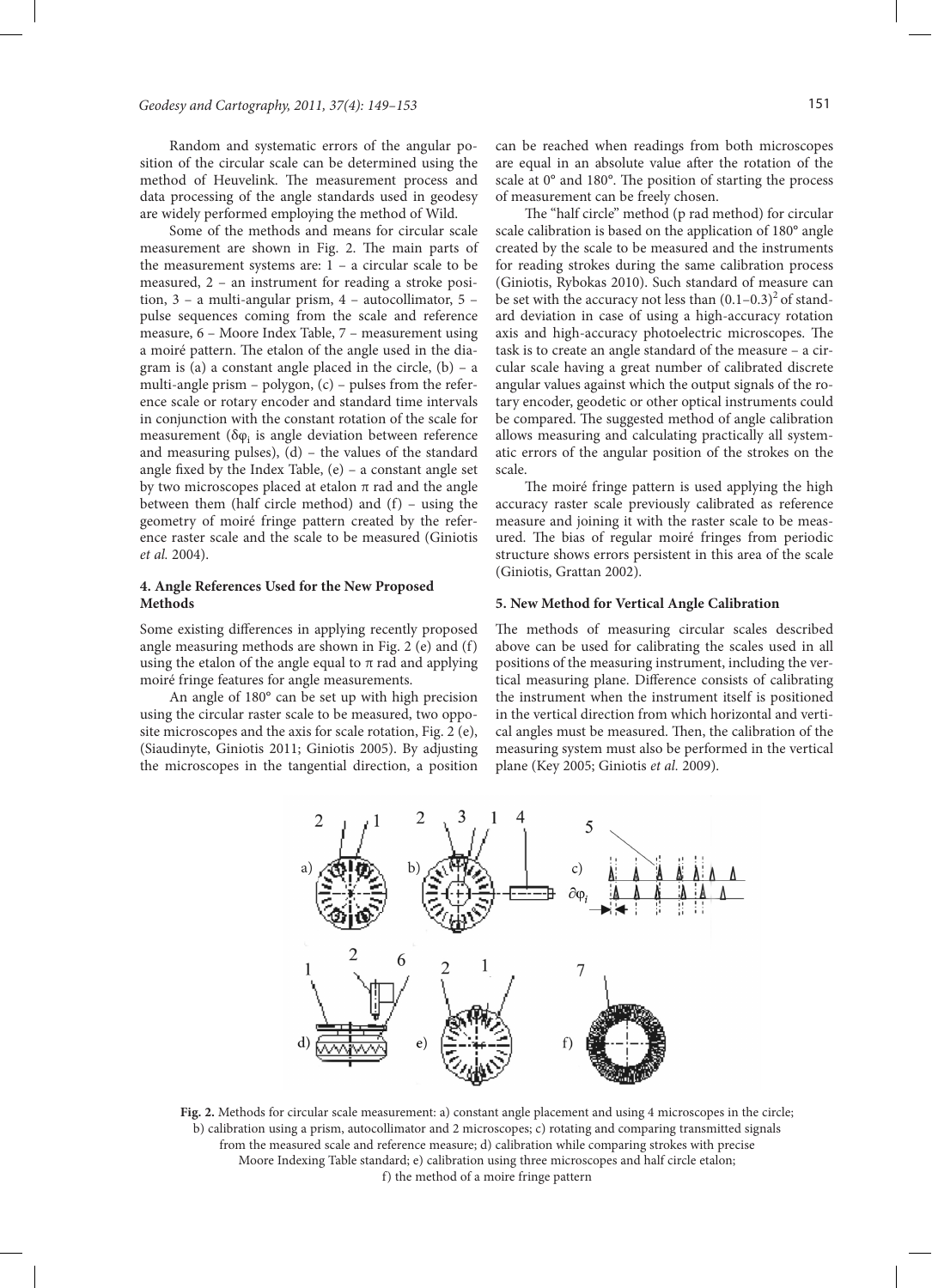Random and systematic errors of the angular position of the circular scale can be determined using the method of Heuvelink. The measurement process and data processing of the angle standards used in geodesy are widely performed employing the method of Wild.

Some of the methods and means for circular scale measurement are shown in Fig. 2. The main parts of the measurement systems are: 1 – a circular scale to be measured, 2 – an instrument for reading a stroke position, 3 – a multi-angular prism, 4 – autocollimator, 5 – pulse sequences coming from the scale and reference measure, 6 – Moore Index Table, 7 – measurement using a moiré pattern. The etalon of the angle used in the diagram is (a) a constant angle placed in the circle, (b) – a multi-angle prism – polygon, (c) – pulses from the reference scale or rotary encoder and standard time intervals in conjunction with the constant rotation of the scale for measurement ($\delta\varphi_i$ is angle deviation between reference and measuring pulses), (d) – the values of the standard angle fixed by the Index Table, (e) – a constant angle set by two microscopes placed at etalon π rad and the angle between them (half circle method) and (f) – using the geometry of moiré fringe pattern created by the reference raster scale and the scale to be measured (Giniotis *et al.* 2004).

## 4. Angle References Used for the New Proposed Methods

Some existing differences in applying recently proposed angle measuring methods are shown in Fig. 2 (e) and (f) using the etalon of the angle equal to π rad and applying moiré fringe features for angle measurements.

An angle of 180° can be set up with high precision using the circular raster scale to be measured, two opposite microscopes and the axis for scale rotation, Fig. 2 (e), (Siaudinyte, Giniotis 2011; Giniotis 2005). By adjusting the microscopes in the tangential direction, a position can be reached when readings from both microscopes are equal in an absolute value after the rotation of the scale at 0° and 180°. The position of starting the process of measurement can be freely chosen.

The "half circle" method (p rad method) for circular scale calibration is based on the application of 180° angle created by the scale to be measured and the instruments for reading strokes during the same calibration process (Giniotis, Rybokas 2010). Such standard of measure can be set with the accuracy not less than $(0.1–0.3)^2$ of standard deviation in case of using a high-accuracy rotation axis and high-accuracy photoelectric microscopes. The task is to create an angle standard of the measure – a circular scale having a great number of calibrated discrete angular values against which the output signals of the rotary encoder, geodetic or other optical instruments could be compared. The suggested method of angle calibration allows measuring and calculating practically all systematic errors of the angular position of the strokes on the scale.

The moiré fringe pattern is used applying the high accuracy raster scale previously calibrated as reference measure and joining it with the raster scale to be measured. The bias of regular moiré fringes from periodic structure shows errors persistent in this area of the scale (Giniotis, Grattan 2002).

## 5. New Method for Vertical Angle Calibration

The methods of measuring circular scales described above can be used for calibrating the scales used in all positions of the measuring instrument, including the vertical measuring plane. Difference consists of calibrating the instrument when the instrument itself is positioned in the vertical direction from which horizontal and vertical angles must be measured. Then, the calibration of the measuring system must also be performed in the vertical plane (Key 2005; Giniotis *et al.* 2009).

**Fig. 2.** Methods for circular scale measurement: a) constant angle placement and using 4 microscopes in the circle; b) calibration using a prism, autocollimator and 2 microscopes; c) rotating and comparing transmitted signals from the measured scale and reference measure; d) calibration while comparing strokes with precise Moore Indexing Table standard; e) calibration using three microscopes and half circle etalon; f) the method of a moire fringe pattern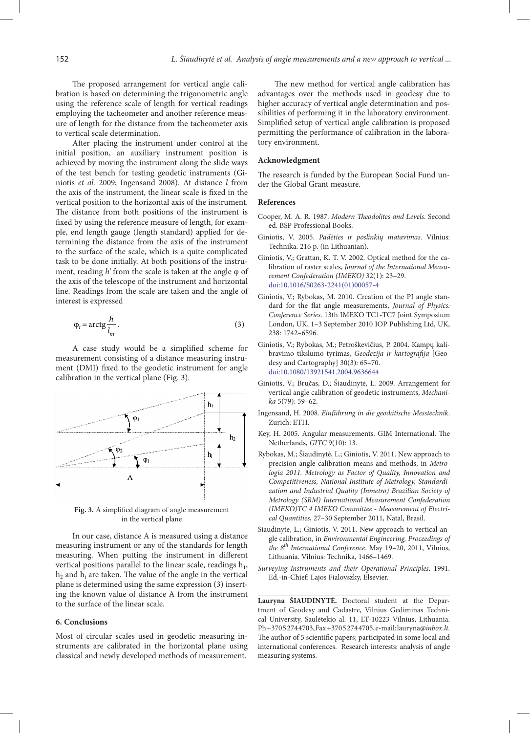The proposed arrangement for vertical angle calibration is based on determining the trigonometric angle using the reference scale of length for vertical readings employing the tacheometer and another reference measure of length for the distance from the tacheometer axis to vertical scale determination.

After placing the instrument under control at the initial position, an auxiliary instrument position is achieved by moving the instrument along the slide ways of the test bench for testing geodetic instruments (Giniotis *et al.* 2009; Ingensand 2008). At distance $l$ from the axis of the instrument, the linear scale is fixed in the vertical position to the horizontal axis of the instrument. The distance from both positions of the instrument is fixed by using the reference measure of length, for example, end length gauge (length standard) applied for determining the distance from the axis of the instrument to the surface of the scale, which is a quite complicated task to be done initially. At both positions of the instrument, reading $h'$ from the scale is taken at the angle $\varphi$ of the axis of the telescope of the instrument and horizontal line. Readings from the scale are taken and the angle of interest is expressed

$$\varphi_t = \text{arctg}\frac{h}{l_m}. \quad (3)$$

A case study would be a simplified scheme for measurement consisting of a distance measuring instrument (DMI) fixed to the geodetic instrument for angle calibration in the vertical plane (Fig. 3).

**Fig. 3.** A simplified diagram of angle measurement in the vertical plane

In our case, distance A is measured using a distance measuring instrument or any of the standards for length measuring. When putting the instrument in different vertical positions parallel to the linear scale, readings $h_1$, $h_2$ and $h_i$ are taken. The value of the angle in the vertical plane is determined using the same expression (3) inserting the known value of distance A from the instrument to the surface of the linear scale.

## 6. Conclusions

Most of circular scales used in geodetic measuring instruments are calibrated in the horizontal plane using classical and newly developed methods of measurement.

The new method for vertical angle calibration has advantages over the methods used in geodesy due to higher accuracy of vertical angle determination and possibilities of performing it in the laboratory environment. Simplified setup of vertical angle calibration is proposed permitting the performance of calibration in the laboratory environment.

## Acknowledgment

The research is funded by the European Social Fund under the Global Grant measure.

## References

Cooper, M. A. R. 1987. *Modern Theodolites and Levels*. Second ed. BSP Professional Books.

Giniotis, V. 2005. *Padėties ir poslinkių matavimas*. Vilnius: Technika. 216 p. (in Lithuanian).

Giniotis, V.; Grattan, K. T. V. 2002. Optical method for the calibration of raster scales, *Journal of the International Measurement Confederation (IMEKO)* 32(1): 23–29. doi:10.1016/S0263-2241(01)00057-4

Giniotis, V.; Rybokas, M. 2010. Creation of the PI angle standard for the flat angle measurements, *Journal of Physics: Conference Series*. 13th IMEKO TC1-TC7 Joint Symposium London, UK, 1–3 September 2010 IOP Publishing Ltd, UK, 238: 1742–6596.

Giniotis, V.; Rybokas, M.; Petroškevičius, P. 2004. Kampų kalibravimo tikslumo tyrimas, *Geodezija ir kartografija* [Geodesy and Cartography] 30(3): 65–70. doi:10.1080/13921541.2004.9636644

Giniotis, V.; Bručas, D.; Šiaudinytė, L. 2009. Arrangement for vertical angle calibration of geodetic instruments, *Mechanika* 5(79): 59–62.

Ingensand, H. 2008. *Einführung in die geodätische Messtechnik*. Zurich: ETH.

Key, H. 2005. Angular measurements. GIM International. The Netherlands, *GITC* 9(10): 13.

Rybokas, M.; Šiaudinytė, L.; Giniotis, V. 2011. New approach to precision angle calibration means and methods, in *Metrologia 2011. Metrology as Factor of Quality, Innovation and Competitiveness, National Institute of Metrology, Standardization and Industrial Quality (Inmetro) Brazilian Society of Metrology (SBM) International Measurement Confederation (IMEKO)TC 4 IMEKO Committee - Measurement of Electrical Quantities*, 27–30 September 2011, Natal, Brasil.

Siaudinyte, L.; Giniotis, V. 2011. New approach to vertical angle calibration, in *Environmental Engineering, Proceedings of the 8th International Conference*. May 19–20, 2011, Vilnius, Lithuania. Vilnius: Technika, 1466–1469.

*Surveying Instruments and their Operational Principles*. 1991. Ed.-in-Chief: Lajos Fialovszky, Elsevier.

---

**Lauryna ŠIAUDINYTĖ.** Doctoral student at the Department of Geodesy and Cadastre, Vilnius Gediminas Technical University, Saulėtekio al. 11, LT-10223 Vilnius, Lithuania. Ph +370 5 2744703, Fax +370 5 2744705, e-mail: lauryna@*inbox.lt*.
The author of 5 scientific papers; participated in some local and international conferences. Research interests: analysis of angle measuring systems.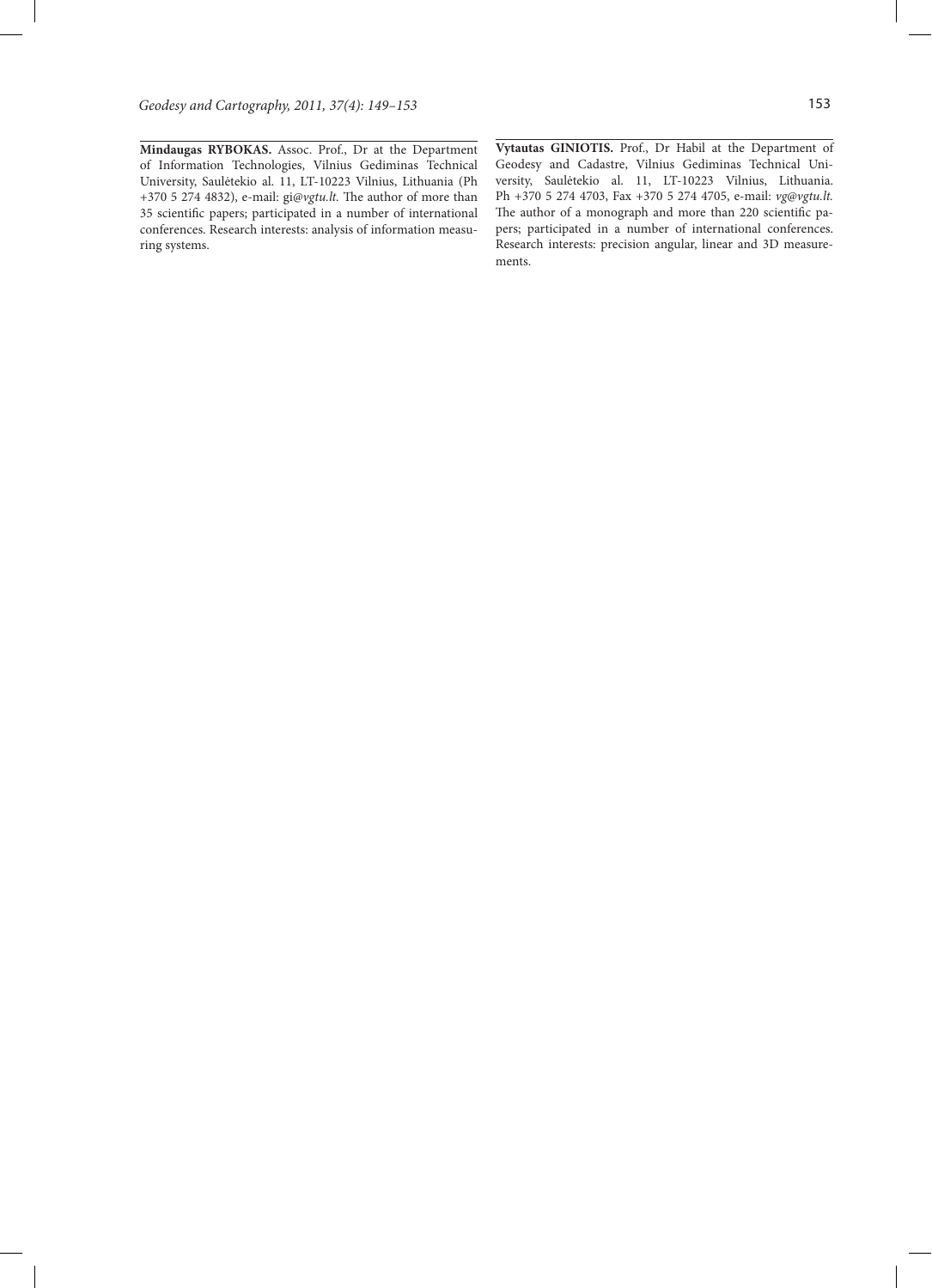**Mindaugas RYBOKAS.** Assoc. Prof., Dr at the Department of Information Technologies, Vilnius Gediminas Technical University, Saulėtekio al. 11, LT-10223 Vilnius, Lithuania (Ph +370 5 274 4832), e-mail: gi@*vgtu.lt*. The author of more than 35 scientific papers; participated in a number of international conferences. Research interests: analysis of information measuring systems.

**Vytautas GINIOTIS.** Prof., Dr Habil at the Department of Geodesy and Cadastre, Vilnius Gediminas Technical University, Saulėtekio al. 11, LT-10223 Vilnius, Lithuania. Ph +370 5 274 4703, Fax +370 5 274 4705, e-mail: *vg@vgtu.lt*. The author of a monograph and more than 220 scientific papers; participated in a number of international conferences. Research interests: precision angular, linear and 3D measurements.